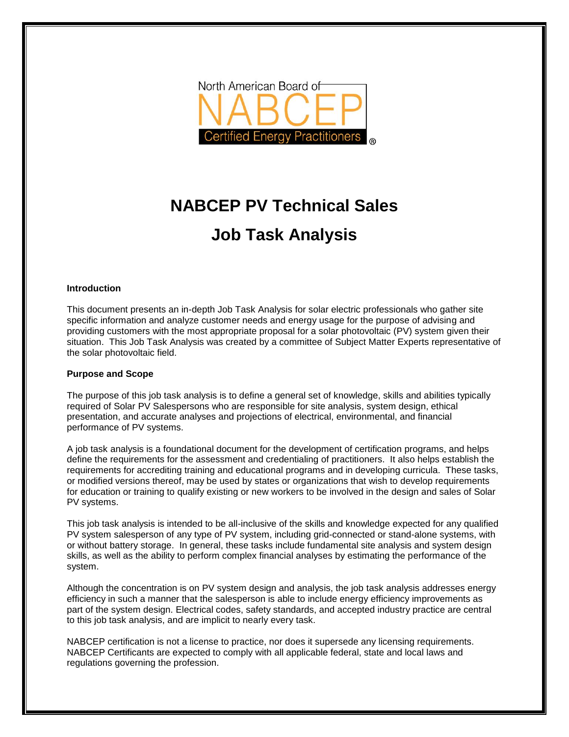North American Board of NABCEP Certified Energy Practitioners®

# NABCEP PV Technical Sales

# Job Task Analysis

### Introduction

This document presents an in-depth Job Task Analysis for solar electric professionals who gather site specific information and analyze customer needs and energy usage for the purpose of advising and providing customers with the most appropriate proposal for a solar photovoltaic (PV) system given their situation. This Job Task Analysis was created by a committee of Subject Matter Experts representative of the solar photovoltaic field.

### Purpose and Scope

The purpose of this job task analysis is to define a general set of knowledge, skills and abilities typically required of Solar PV Salespersons who are responsible for site analysis, system design, ethical presentation, and accurate analyses and projections of electrical, environmental, and financial performance of PV systems.

A job task analysis is a foundational document for the development of certification programs, and helps define the requirements for the assessment and credentialing of practitioners. It also helps establish the requirements for accrediting training and educational programs and in developing curricula. These tasks, or modified versions thereof, may be used by states or organizations that wish to develop requirements for education or training to qualify existing or new workers to be involved in the design and sales of Solar PV systems.

This job task analysis is intended to be all-inclusive of the skills and knowledge expected for any qualified PV system salesperson of any type of PV system, including grid-connected or stand-alone systems, with or without battery storage. In general, these tasks include fundamental site analysis and system design skills, as well as the ability to perform complex financial analyses by estimating the performance of the system.

Although the concentration is on PV system design and analysis, the job task analysis addresses energy efficiency in such a manner that the salesperson is able to include energy efficiency improvements as part of the system design. Electrical codes, safety standards, and accepted industry practice are central to this job task analysis, and are implicit to nearly every task.

NABCEP certification is not a license to practice, nor does it supersede any licensing requirements. NABCEP Certificants are expected to comply with all applicable federal, state and local laws and regulations governing the profession.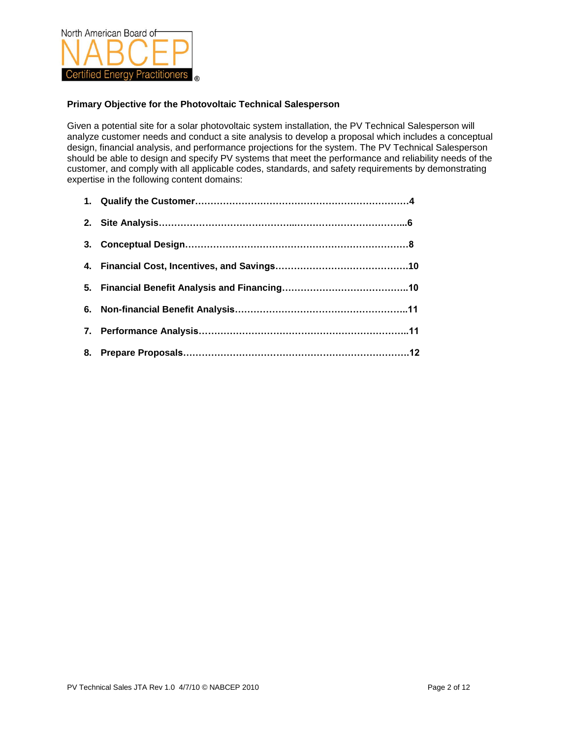North American Board of NABCEP Certified Energy Practitioners®

**Primary Objective for the Photovoltaic Technical Salesperson**

Given a potential site for a solar photovoltaic system installation, the PV Technical Salesperson will analyze customer needs and conduct a site analysis to develop a proposal which includes a conceptual design, financial analysis, and performance projections for the system. The PV Technical Salesperson should be able to design and specify PV systems that meet the performance and reliability needs of the customer, and comply with all applicable codes, standards, and safety requirements by demonstrating expertise in the following content domains:

1. **Qualify the Customer……………………………………………………………4**
2. **Site Analysis……………………………………..……………………………...6**
3. **Conceptual Design………………………………………………………………8**
4. **Financial Cost, Incentives, and Savings……………………………………10**
5. **Financial Benefit Analysis and Financing…………………………………..10**
6. **Non-financial Benefit Analysis………………………………………………..11**
7. **Performance Analysis…………………………………………………………..11**
8. **Prepare Proposals……………………………………………………………….12**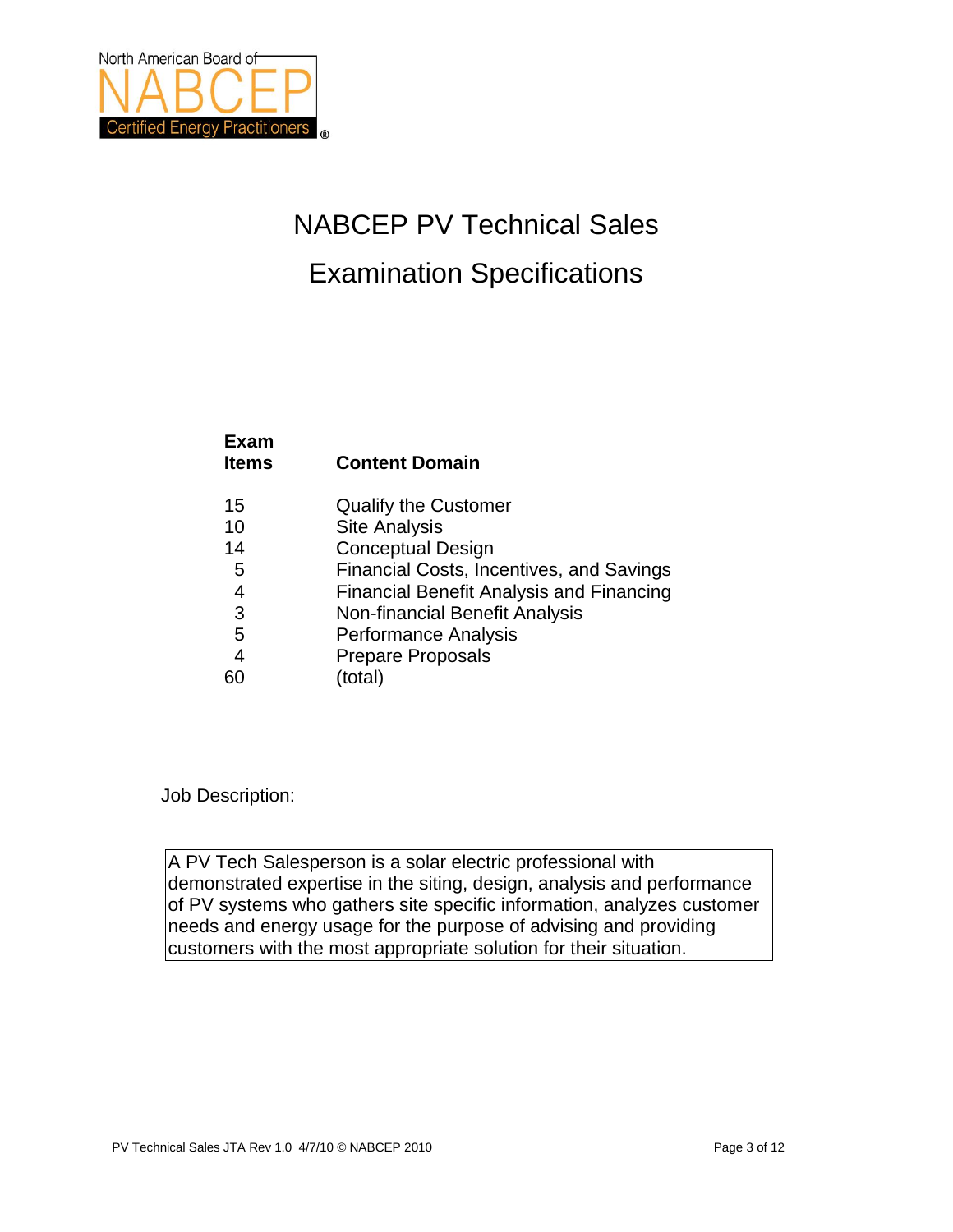# NABCEP PV Technical Sales

# Examination Specifications

| Exam Items | Content Domain |
|---|---|
| 15 | Qualify the Customer |
| 10 | Site Analysis |
| 14 | Conceptual Design |
| 5 | Financial Costs, Incentives, and Savings |
| 4 | Financial Benefit Analysis and Financing |
| 3 | Non-financial Benefit Analysis |
| 5 | Performance Analysis |
| 4 | Prepare Proposals |
| 60 | (total) |

Job Description:

> A PV Tech Salesperson is a solar electric professional with demonstrated expertise in the siting, design, analysis and performance of PV systems who gathers site specific information, analyzes customer needs and energy usage for the purpose of advising and providing customers with the most appropriate solution for their situation.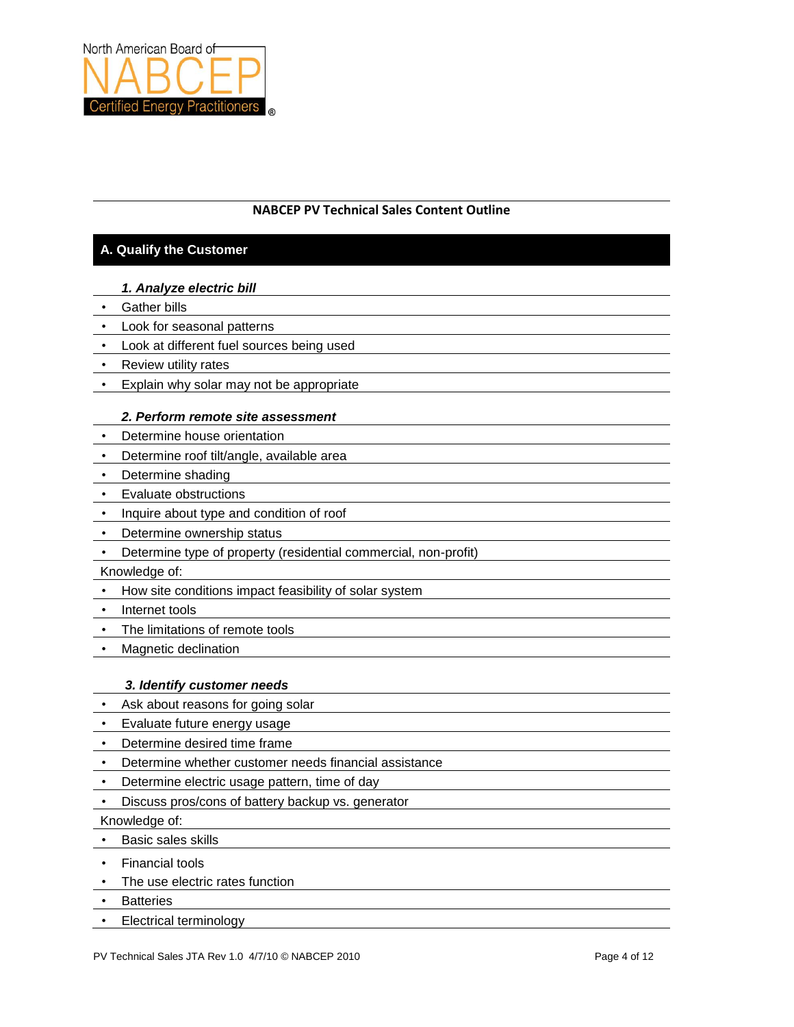North American Board of
NABCEP
Certified Energy Practitioners®

## NABCEP PV Technical Sales Content Outline

## A. Qualify the Customer

### *1. Analyze electric bill*

- Gather bills
- Look for seasonal patterns
- Look at different fuel sources being used
- Review utility rates
- Explain why solar may not be appropriate

### *2. Perform remote site assessment*

- Determine house orientation
- Determine roof tilt/angle, available area
- Determine shading
- Evaluate obstructions
- Inquire about type and condition of roof
- Determine ownership status
- Determine type of property (residential commercial, non-profit)

Knowledge of:

- How site conditions impact feasibility of solar system
- Internet tools
- The limitations of remote tools
- Magnetic declination

### *3. Identify customer needs*

- Ask about reasons for going solar
- Evaluate future energy usage
- Determine desired time frame
- Determine whether customer needs financial assistance
- Determine electric usage pattern, time of day
- Discuss pros/cons of battery backup vs. generator

Knowledge of:

- Basic sales skills
- Financial tools
- The use electric rates function
- Batteries
- Electrical terminology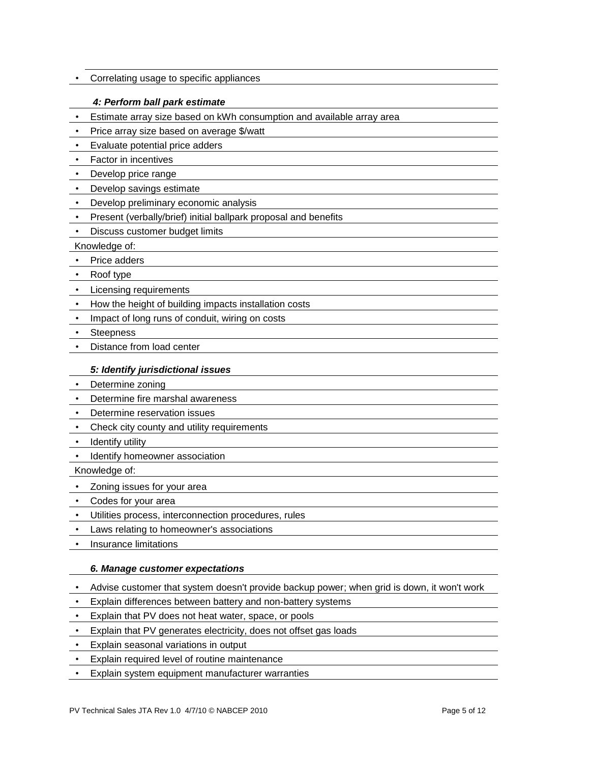- Correlating usage to specific appliances

### *4: Perform ball park estimate*

- Estimate array size based on kWh consumption and available array area
- Price array size based on average $/watt
- Evaluate potential price adders
- Factor in incentives
- Develop price range
- Develop savings estimate
- Develop preliminary economic analysis
- Present (verbally/brief) initial ballpark proposal and benefits
- Discuss customer budget limits

Knowledge of:

- Price adders
- Roof type
- Licensing requirements
- How the height of building impacts installation costs
- Impact of long runs of conduit, wiring on costs
- Steepness
- Distance from load center

### *5: Identify jurisdictional issues*

- Determine zoning
- Determine fire marshal awareness
- Determine reservation issues
- Check city county and utility requirements
- Identify utility
- Identify homeowner association

Knowledge of:

- Zoning issues for your area
- Codes for your area
- Utilities process, interconnection procedures, rules
- Laws relating to homeowner's associations
- Insurance limitations

### *6. Manage customer expectations*

- Advise customer that system doesn't provide backup power; when grid is down, it won't work
- Explain differences between battery and non-battery systems
- Explain that PV does not heat water, space, or pools
- Explain that PV generates electricity, does not offset gas loads
- Explain seasonal variations in output
- Explain required level of routine maintenance
- Explain system equipment manufacturer warranties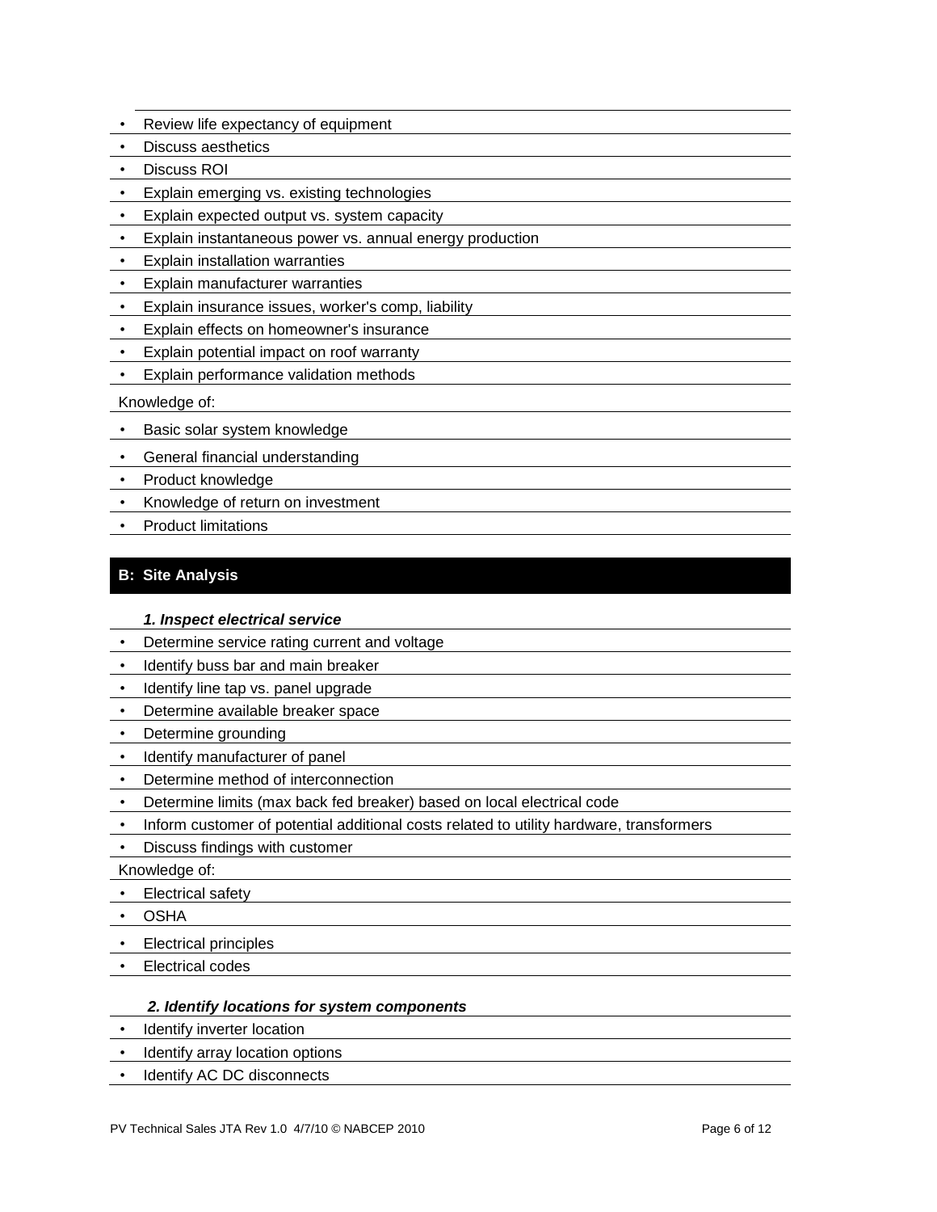- Review life expectancy of equipment
- Discuss aesthetics
- Discuss ROI
- Explain emerging vs. existing technologies
- Explain expected output vs. system capacity
- Explain instantaneous power vs. annual energy production
- Explain installation warranties
- Explain manufacturer warranties
- Explain insurance issues, worker's comp, liability
- Explain effects on homeowner's insurance
- Explain potential impact on roof warranty
- Explain performance validation methods

Knowledge of:

- Basic solar system knowledge
- General financial understanding
- Product knowledge
- Knowledge of return on investment
- Product limitations

## B: Site Analysis

***1. Inspect electrical service***

- Determine service rating current and voltage
- Identify buss bar and main breaker
- Identify line tap vs. panel upgrade
- Determine available breaker space
- Determine grounding
- Identify manufacturer of panel
- Determine method of interconnection
- Determine limits (max back fed breaker) based on local electrical code
- Inform customer of potential additional costs related to utility hardware, transformers
- Discuss findings with customer

Knowledge of:

- Electrical safety
- OSHA
- Electrical principles
- Electrical codes

***2. Identify locations for system components***

- Identify inverter location
- Identify array location options
- Identify AC DC disconnects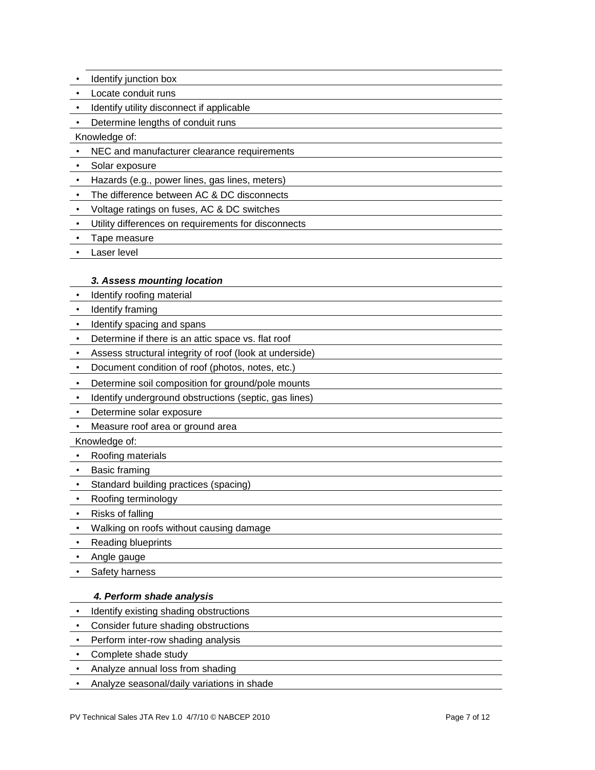- Identify junction box
- Locate conduit runs
- Identify utility disconnect if applicable
- Determine lengths of conduit runs

Knowledge of:

- NEC and manufacturer clearance requirements
- Solar exposure
- Hazards (e.g., power lines, gas lines, meters)
- The difference between AC & DC disconnects
- Voltage ratings on fuses, AC & DC switches
- Utility differences on requirements for disconnects
- Tape measure
- Laser level

***3. Assess mounting location***

- Identify roofing material
- Identify framing
- Identify spacing and spans
- Determine if there is an attic space vs. flat roof
- Assess structural integrity of roof (look at underside)
- Document condition of roof (photos, notes, etc.)
- Determine soil composition for ground/pole mounts
- Identify underground obstructions (septic, gas lines)
- Determine solar exposure
- Measure roof area or ground area

Knowledge of:

- Roofing materials
- Basic framing
- Standard building practices (spacing)
- Roofing terminology
- Risks of falling
- Walking on roofs without causing damage
- Reading blueprints
- Angle gauge
- Safety harness

***4. Perform shade analysis***

- Identify existing shading obstructions
- Consider future shading obstructions
- Perform inter-row shading analysis
- Complete shade study
- Analyze annual loss from shading
- Analyze seasonal/daily variations in shade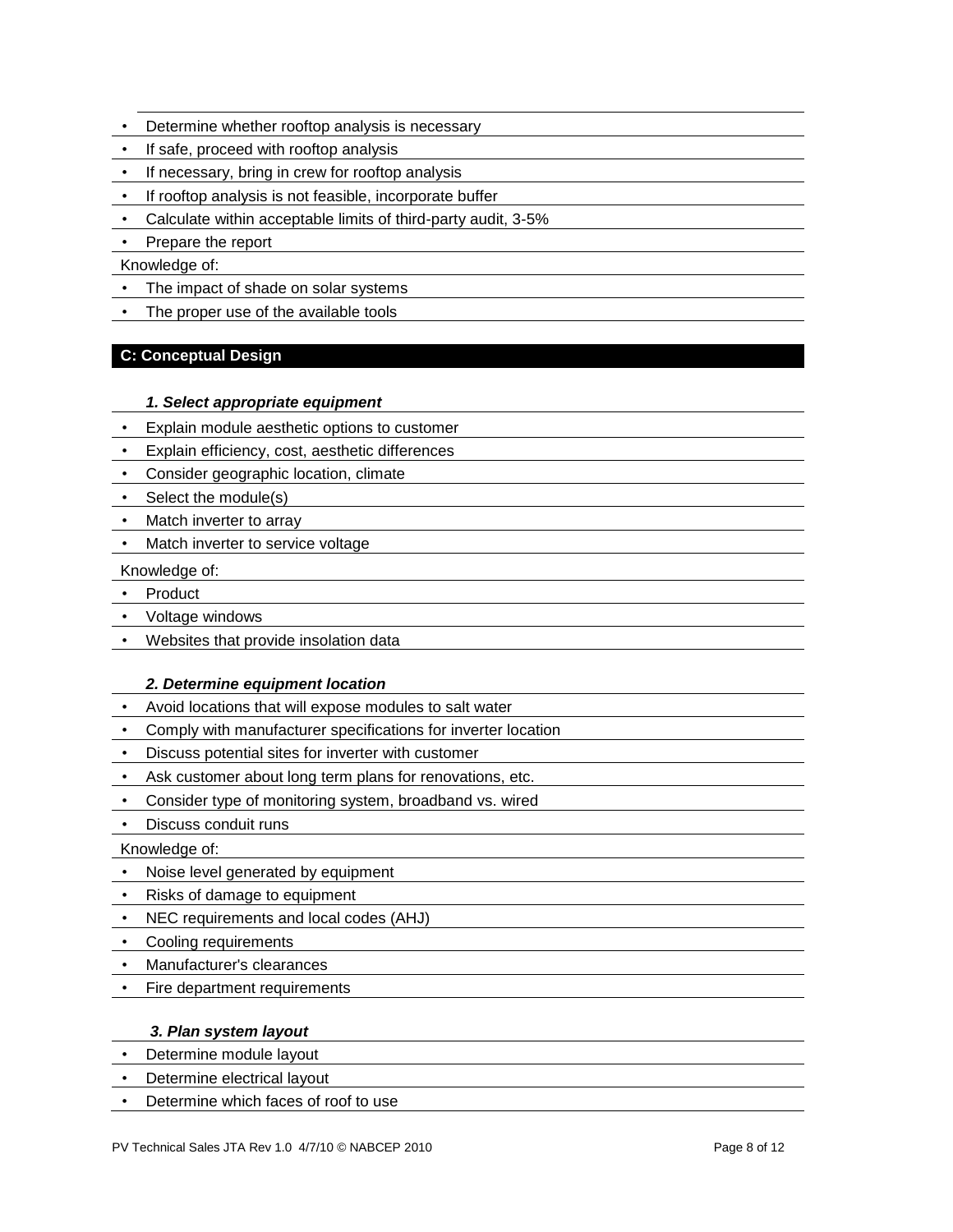- Determine whether rooftop analysis is necessary
- If safe, proceed with rooftop analysis
- If necessary, bring in crew for rooftop analysis
- If rooftop analysis is not feasible, incorporate buffer
- Calculate within acceptable limits of third-party audit, 3-5%
- Prepare the report

Knowledge of:

- The impact of shade on solar systems
- The proper use of the available tools

## C: Conceptual Design

### *1. Select appropriate equipment*

- Explain module aesthetic options to customer
- Explain efficiency, cost, aesthetic differences
- Consider geographic location, climate
- Select the module(s)
- Match inverter to array
- Match inverter to service voltage

Knowledge of:

- Product
- Voltage windows
- Websites that provide insolation data

### *2. Determine equipment location*

- Avoid locations that will expose modules to salt water
- Comply with manufacturer specifications for inverter location
- Discuss potential sites for inverter with customer
- Ask customer about long term plans for renovations, etc.
- Consider type of monitoring system, broadband vs. wired
- Discuss conduit runs

Knowledge of:

- Noise level generated by equipment
- Risks of damage to equipment
- NEC requirements and local codes (AHJ)
- Cooling requirements
- Manufacturer's clearances
- Fire department requirements

### *3. Plan system layout*

- Determine module layout
- Determine electrical layout
- Determine which faces of roof to use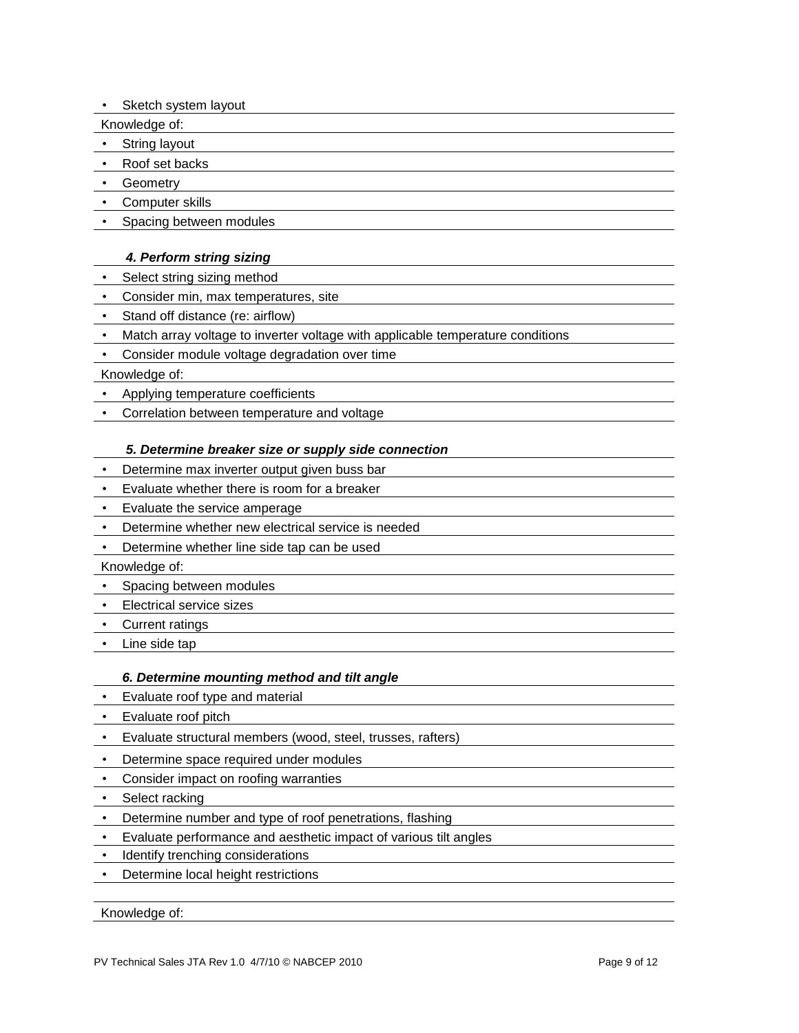- Sketch system layout

Knowledge of:

- String layout
- Roof set backs
- Geometry
- Computer skills
- Spacing between modules

### *4. Perform string sizing*

- Select string sizing method
- Consider min, max temperatures, site
- Stand off distance (re: airflow)
- Match array voltage to inverter voltage with applicable temperature conditions
- Consider module voltage degradation over time

Knowledge of:

- Applying temperature coefficients
- Correlation between temperature and voltage

### *5. Determine breaker size or supply side connection*

- Determine max inverter output given buss bar
- Evaluate whether there is room for a breaker
- Evaluate the service amperage
- Determine whether new electrical service is needed
- Determine whether line side tap can be used

Knowledge of:

- Spacing between modules
- Electrical service sizes
- Current ratings
- Line side tap

### *6. Determine mounting method and tilt angle*

- Evaluate roof type and material
- Evaluate roof pitch
- Evaluate structural members (wood, steel, trusses, rafters)
- Determine space required under modules
- Consider impact on roofing warranties
- Select racking
- Determine number and type of roof penetrations, flashing
- Evaluate performance and aesthetic impact of various tilt angles
- Identify trenching considerations
- Determine local height restrictions

Knowledge of: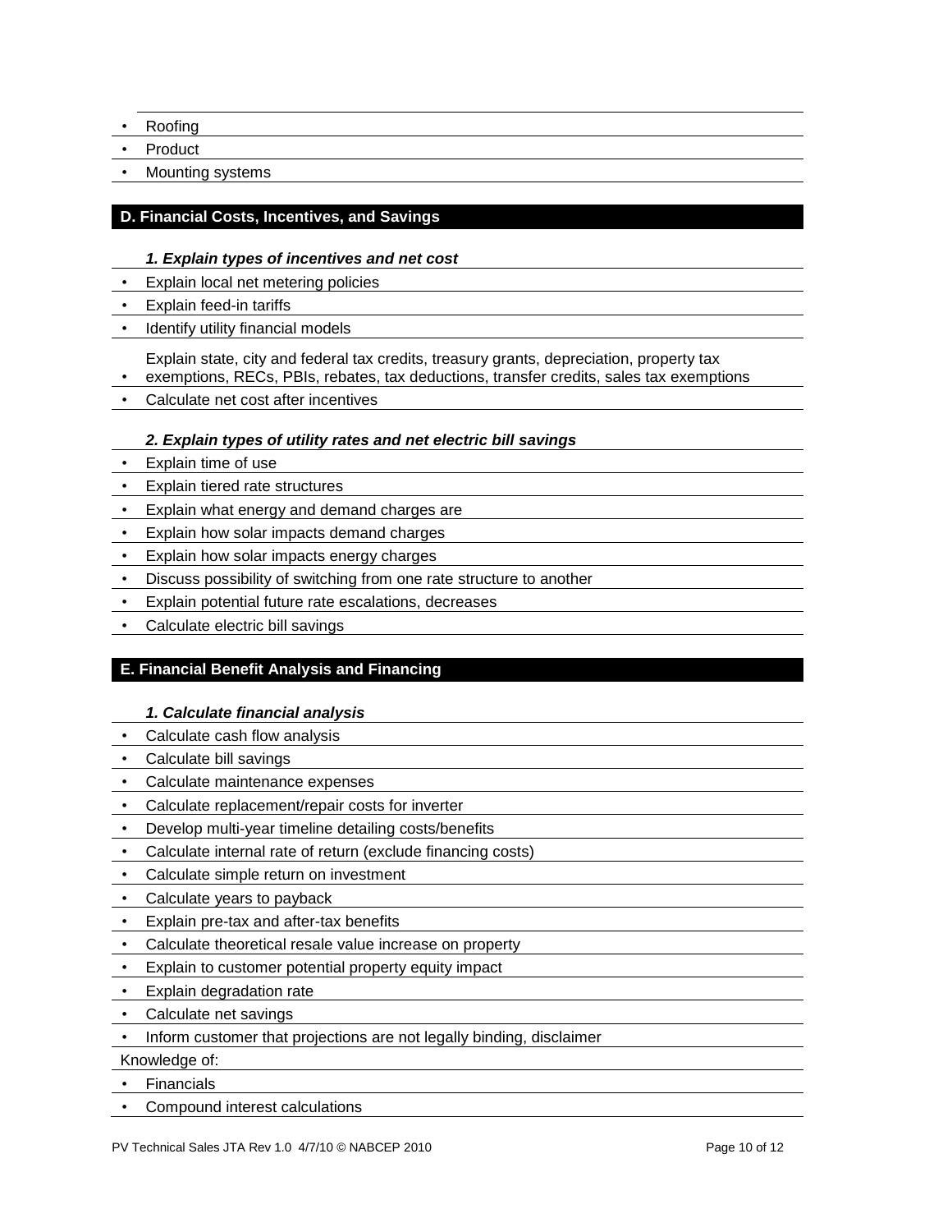- Roofing
- Product
- Mounting systems

## D. Financial Costs, Incentives, and Savings

***1. Explain types of incentives and net cost***

- Explain local net metering policies
- Explain feed-in tariffs
- Identify utility financial models
- Explain state, city and federal tax credits, treasury grants, depreciation, property tax exemptions, RECs, PBIs, rebates, tax deductions, transfer credits, sales tax exemptions
- Calculate net cost after incentives

***2. Explain types of utility rates and net electric bill savings***

- Explain time of use
- Explain tiered rate structures
- Explain what energy and demand charges are
- Explain how solar impacts demand charges
- Explain how solar impacts energy charges
- Discuss possibility of switching from one rate structure to another
- Explain potential future rate escalations, decreases
- Calculate electric bill savings

## E. Financial Benefit Analysis and Financing

***1. Calculate financial analysis***

- Calculate cash flow analysis
- Calculate bill savings
- Calculate maintenance expenses
- Calculate replacement/repair costs for inverter
- Develop multi-year timeline detailing costs/benefits
- Calculate internal rate of return (exclude financing costs)
- Calculate simple return on investment
- Calculate years to payback
- Explain pre-tax and after-tax benefits
- Calculate theoretical resale value increase on property
- Explain to customer potential property equity impact
- Explain degradation rate
- Calculate net savings
- Inform customer that projections are not legally binding, disclaimer

Knowledge of:

- Financials
- Compound interest calculations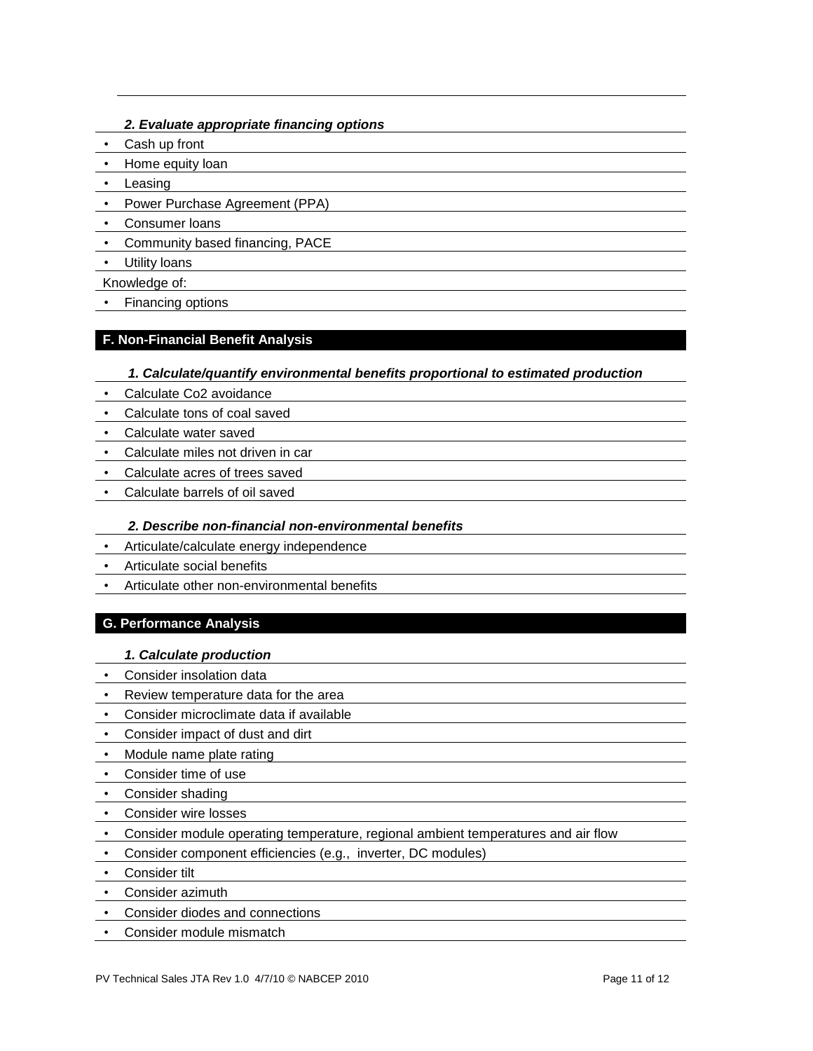*2. Evaluate appropriate financing options*

- Cash up front
- Home equity loan
- Leasing
- Power Purchase Agreement (PPA)
- Consumer loans
- Community based financing, PACE
- Utility loans

Knowledge of:

- Financing options

## F. Non-Financial Benefit Analysis

*1. Calculate/quantify environmental benefits proportional to estimated production*

- Calculate Co2 avoidance
- Calculate tons of coal saved
- Calculate water saved
- Calculate miles not driven in car
- Calculate acres of trees saved
- Calculate barrels of oil saved

*2. Describe non-financial non-environmental benefits*

- Articulate/calculate energy independence
- Articulate social benefits
- Articulate other non-environmental benefits

## G. Performance Analysis

*1. Calculate production*

- Consider insolation data
- Review temperature data for the area
- Consider microclimate data if available
- Consider impact of dust and dirt
- Module name plate rating
- Consider time of use
- Consider shading
- Consider wire losses
- Consider module operating temperature, regional ambient temperatures and air flow
- Consider component efficiencies (e.g., inverter, DC modules)
- Consider tilt
- Consider azimuth
- Consider diodes and connections
- Consider module mismatch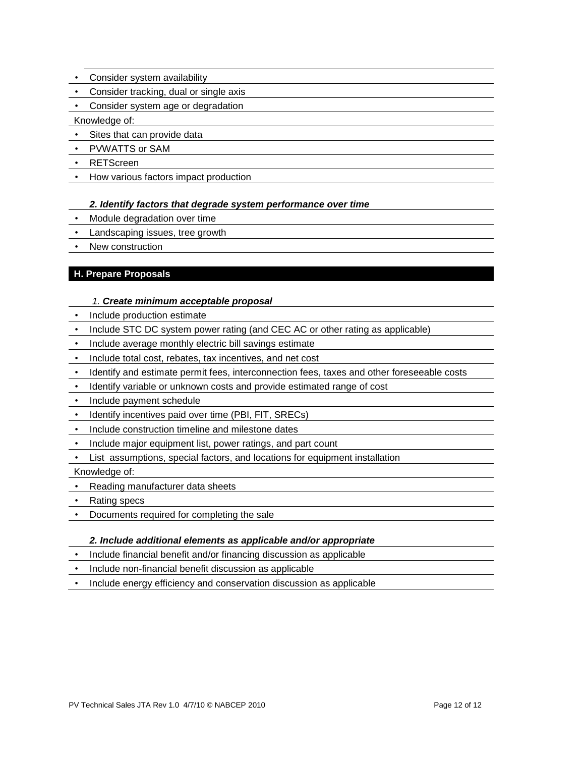- Consider system availability
- Consider tracking, dual or single axis
- Consider system age or degradation

Knowledge of:

- Sites that can provide data
- PVWATTS or SAM
- RETScreen
- How various factors impact production

***2. Identify factors that degrade system performance over time***

- Module degradation over time
- Landscaping issues, tree growth
- New construction

## H. Prepare Proposals

*1.* ***Create minimum acceptable proposal***

- Include production estimate
- Include STC DC system power rating (and CEC AC or other rating as applicable)
- Include average monthly electric bill savings estimate
- Include total cost, rebates, tax incentives, and net cost
- Identify and estimate permit fees, interconnection fees, taxes and other foreseeable costs
- Identify variable or unknown costs and provide estimated range of cost
- Include payment schedule
- Identify incentives paid over time (PBI, FIT, SRECs)
- Include construction timeline and milestone dates
- Include major equipment list, power ratings, and part count
- List assumptions, special factors, and locations for equipment installation

Knowledge of:

- Reading manufacturer data sheets
- Rating specs
- Documents required for completing the sale

***2. Include additional elements as applicable and/or appropriate***

- Include financial benefit and/or financing discussion as applicable
- Include non-financial benefit discussion as applicable
- Include energy efficiency and conservation discussion as applicable